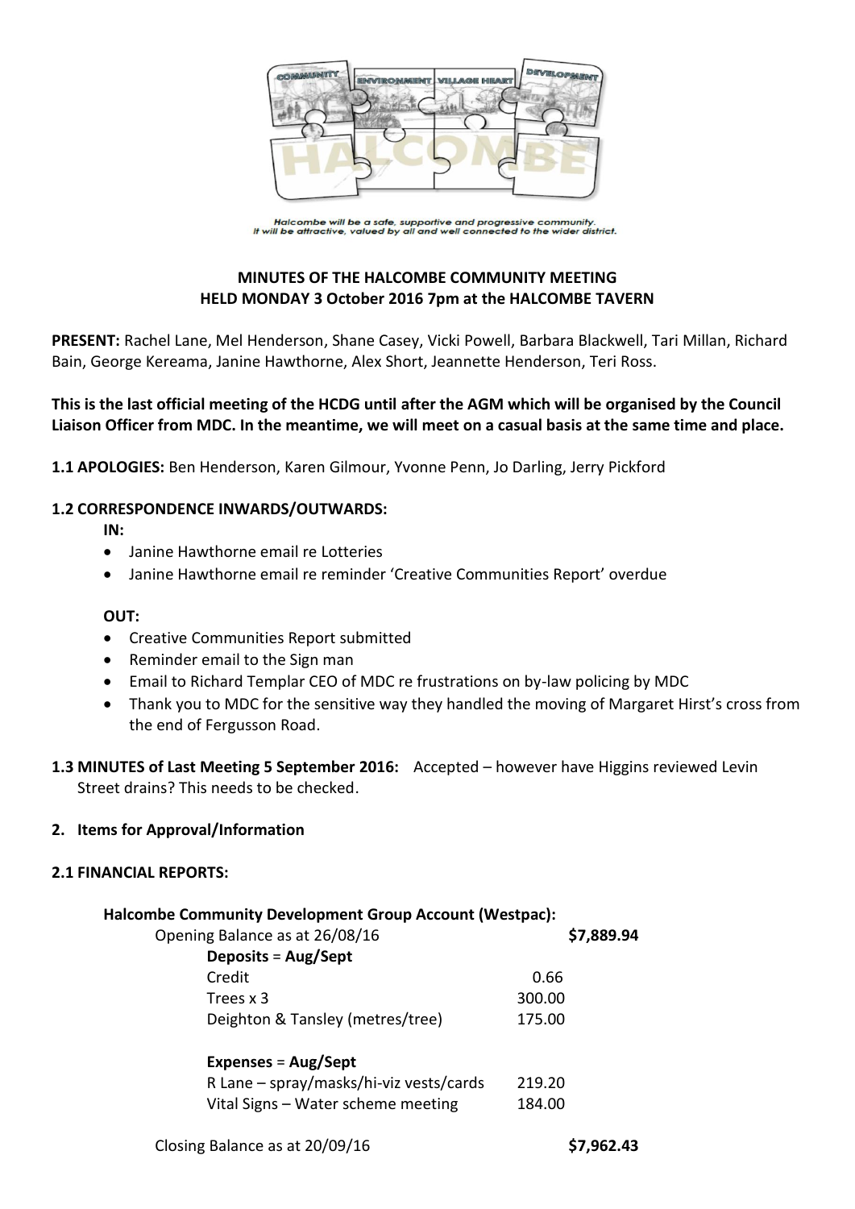Halcombe will be a safe, supportive and progressive community.
It will be attractive, valued by all and well connected to the wider district.

**MINUTES OF THE HALCOMBE COMMUNITY MEETING**
**HELD MONDAY 3 October 2016 7pm at the HALCOMBE TAVERN**

**PRESENT:** Rachel Lane, Mel Henderson, Shane Casey, Vicki Powell, Barbara Blackwell, Tari Millan, Richard Bain, George Kereama, Janine Hawthorne, Alex Short, Jeannette Henderson, Teri Ross.

**This is the last official meeting of the HCDG until after the AGM which will be organised by the Council Liaison Officer from MDC. In the meantime, we will meet on a casual basis at the same time and place.**

**1.1 APOLOGIES:** Ben Henderson, Karen Gilmour, Yvonne Penn, Jo Darling, Jerry Pickford

**1.2 CORRESPONDENCE INWARDS/OUTWARDS:**

**IN:**

- Janine Hawthorne email re Lotteries
- Janine Hawthorne email re reminder 'Creative Communities Report' overdue

**OUT:**

- Creative Communities Report submitted
- Reminder email to the Sign man
- Email to Richard Templar CEO of MDC re frustrations on by-law policing by MDC
- Thank you to MDC for the sensitive way they handled the moving of Margaret Hirst's cross from the end of Fergusson Road.

**1.3 MINUTES of Last Meeting 5 September 2016:** Accepted – however have Higgins reviewed Levin Street drains? This needs to be checked.

**2. Items for Approval/Information**

**2.1 FINANCIAL REPORTS:**

**Halcombe Community Development Group Account (Westpac):**

| | | |
|---|---|---|
| Opening Balance as at 26/08/16 | | **$7,889.94** |
| **Deposits** = **Aug/Sept** | | |
| Credit | 0.66 | |
| Trees x 3 | 300.00 | |
| Deighton & Tansley (metres/tree) | 175.00 | |
| **Expenses** = **Aug/Sept** | | |
| R Lane – spray/masks/hi-viz vests/cards | 219.20 | |
| Vital Signs – Water scheme meeting | 184.00 | |
| Closing Balance as at 20/09/16 | | **$7,962.43** |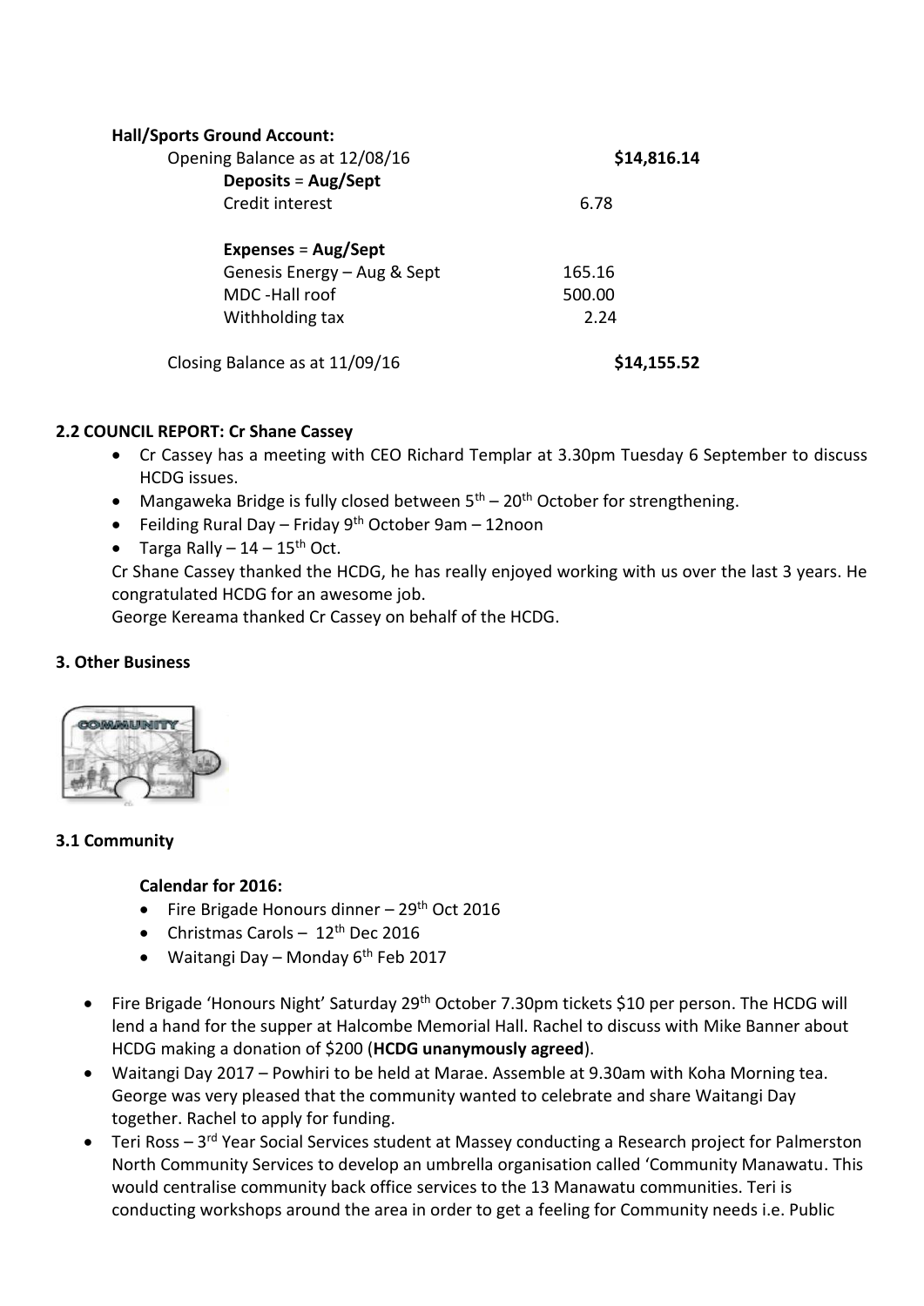**Hall/Sports Ground Account:**

| | | |
|---|---|---|
| Opening Balance as at 12/08/16 | | **$14,816.14** |
| **Deposits** = **Aug/Sept** | | |
| Credit interest | 6.78 | |
| **Expenses** = **Aug/Sept** | | |
| Genesis Energy – Aug & Sept | 165.16 | |
| MDC -Hall roof | 500.00 | |
| Withholding tax | 2.24 | |
| Closing Balance as at 11/09/16 | | **$14,155.52** |

**2.2 COUNCIL REPORT: Cr Shane Cassey**

- Cr Cassey has a meeting with CEO Richard Templar at 3.30pm Tuesday 6 September to discuss HCDG issues.
- Mangaweka Bridge is fully closed between 5th – 20th October for strengthening.
- Feilding Rural Day – Friday 9th October 9am – 12noon
- Targa Rally – 14 – 15th Oct.

Cr Shane Cassey thanked the HCDG, he has really enjoyed working with us over the last 3 years. He congratulated HCDG for an awesome job.

George Kereama thanked Cr Cassey on behalf of the HCDG.

**3. Other Business**

**3.1 Community**

**Calendar for 2016:**

- Fire Brigade Honours dinner – 29th Oct 2016
- Christmas Carols – 12th Dec 2016
- Waitangi Day – Monday 6th Feb 2017

- Fire Brigade 'Honours Night' Saturday 29th October 7.30pm tickets $10 per person. The HCDG will lend a hand for the supper at Halcombe Memorial Hall. Rachel to discuss with Mike Banner about HCDG making a donation of $200 (**HCDG unanymously agreed**).
- Waitangi Day 2017 – Powhiri to be held at Marae. Assemble at 9.30am with Koha Morning tea. George was very pleased that the community wanted to celebrate and share Waitangi Day together. Rachel to apply for funding.
- Teri Ross – 3rd Year Social Services student at Massey conducting a Research project for Palmerston North Community Services to develop an umbrella organisation called 'Community Manawatu. This would centralise community back office services to the 13 Manawatu communities. Teri is conducting workshops around the area in order to get a feeling for Community needs i.e. Public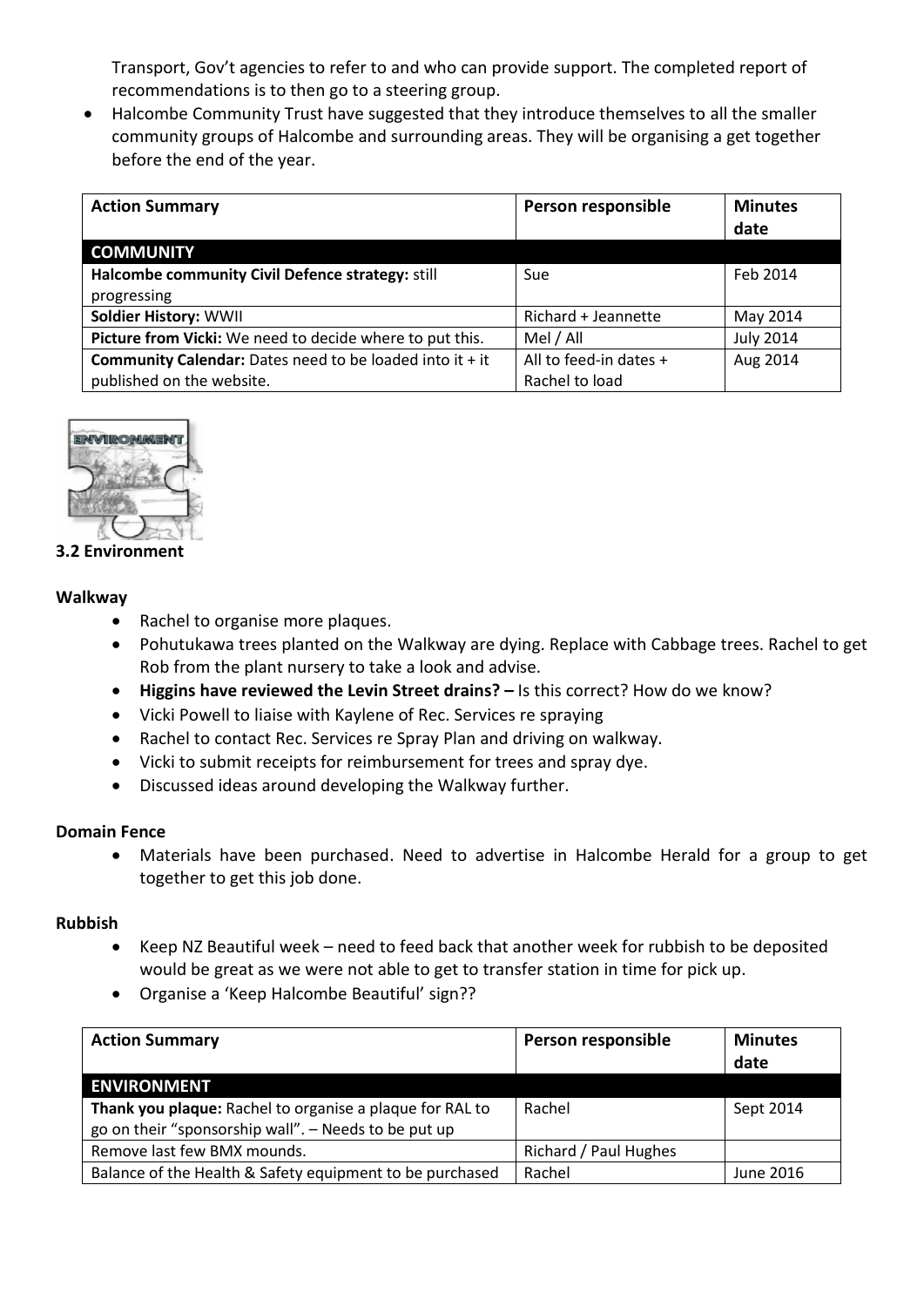- Transport, Gov't agencies to refer to and who can provide support. The completed report of recommendations is to then go to a steering group.
- Halcombe Community Trust have suggested that they introduce themselves to all the smaller community groups of Halcombe and surrounding areas. They will be organising a get together before the end of the year.

| Action Summary | Person responsible | Minutes date |
|---|---|---|
| **COMMUNITY** | | |
| **Halcombe community Civil Defence strategy:** still progressing | Sue | Feb 2014 |
| **Soldier History:** WWII | Richard + Jeannette | May 2014 |
| **Picture from Vicki:** We need to decide where to put this. | Mel / All | July 2014 |
| **Community Calendar:** Dates need to be loaded into it + it published on the website. | All to feed-in dates + Rachel to load | Aug 2014 |

### 3.2 Environment

**Walkway**

- Rachel to organise more plaques.
- Pohutukawa trees planted on the Walkway are dying. Replace with Cabbage trees. Rachel to get Rob from the plant nursery to take a look and advise.
- **Higgins have reviewed the Levin Street drains? –** Is this correct? How do we know?
- Vicki Powell to liaise with Kaylene of Rec. Services re spraying
- Rachel to contact Rec. Services re Spray Plan and driving on walkway.
- Vicki to submit receipts for reimbursement for trees and spray dye.
- Discussed ideas around developing the Walkway further.

**Domain Fence**

- Materials have been purchased. Need to advertise in Halcombe Herald for a group to get together to get this job done.

**Rubbish**

- Keep NZ Beautiful week – need to feed back that another week for rubbish to be deposited would be great as we were not able to get to transfer station in time for pick up.
- Organise a 'Keep Halcombe Beautiful' sign??

| Action Summary | Person responsible | Minutes date |
|---|---|---|
| **ENVIRONMENT** | | |
| **Thank you plaque:** Rachel to organise a plaque for RAL to go on their "sponsorship wall". – Needs to be put up | Rachel | Sept 2014 |
| Remove last few BMX mounds. | Richard / Paul Hughes | |
| Balance of the Health & Safety equipment to be purchased | Rachel | June 2016 |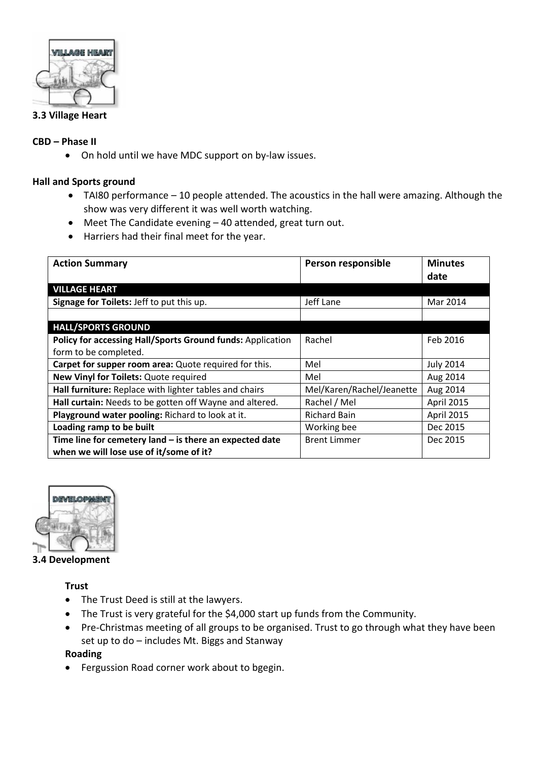### 3.3 Village Heart

**CBD – Phase II**

- On hold until we have MDC support on by-law issues.

**Hall and Sports ground**

- TAI80 performance – 10 people attended. The acoustics in the hall were amazing. Although the show was very different it was well worth watching.
- Meet The Candidate evening – 40 attended, great turn out.
- Harriers had their final meet for the year.

| Action Summary | Person responsible | Minutes date |
|---|---|---|
| **VILLAGE HEART** | | |
| **Signage for Toilets:** Jeff to put this up. | Jeff Lane | Mar 2014 |
| | | |
| **HALL/SPORTS GROUND** | | |
| **Policy for accessing Hall/Sports Ground funds:** Application form to be completed. | Rachel | Feb 2016 |
| **Carpet for supper room area:** Quote required for this. | Mel | July 2014 |
| **New Vinyl for Toilets:** Quote required | Mel | Aug 2014 |
| **Hall furniture:** Replace with lighter tables and chairs | Mel/Karen/Rachel/Jeanette | Aug 2014 |
| **Hall curtain:** Needs to be gotten off Wayne and altered. | Rachel / Mel | April 2015 |
| **Playground water pooling:** Richard to look at it. | Richard Bain | April 2015 |
| **Loading ramp to be built** | Working bee | Dec 2015 |
| **Time line for cemetery land – is there an expected date when we will lose use of it/some of it?** | Brent Limmer | Dec 2015 |

### 3.4 Development

**Trust**

- The Trust Deed is still at the lawyers.
- The Trust is very grateful for the $4,000 start up funds from the Community.
- Pre-Christmas meeting of all groups to be organised. Trust to go through what they have been set up to do – includes Mt. Biggs and Stanway

**Roading**

- Fergussion Road corner work about to bgegin.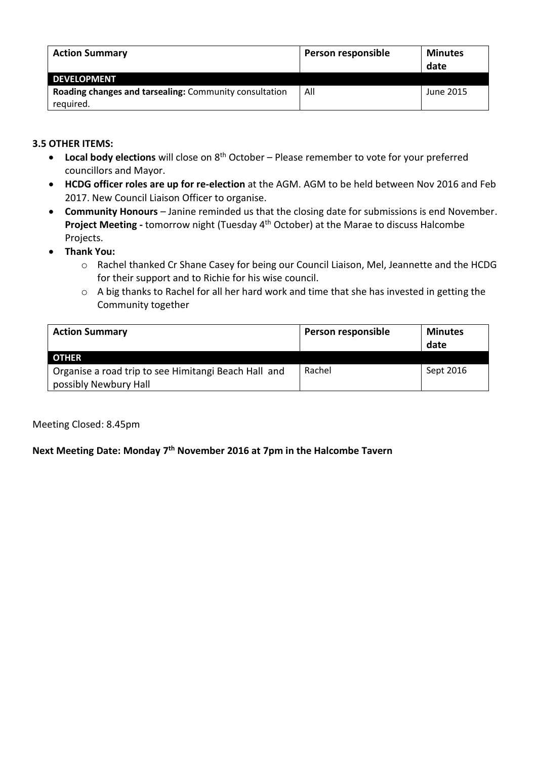| Action Summary | Person responsible | Minutes date |
|---|---|---|
| **DEVELOPMENT** | | |
| **Roading changes and tarsealing:** Community consultation required. | All | June 2015 |

**3.5 OTHER ITEMS:**

- **Local body elections** will close on 8th October – Please remember to vote for your preferred councillors and Mayor.
- **HCDG officer roles are up for re-election** at the AGM. AGM to be held between Nov 2016 and Feb 2017. New Council Liaison Officer to organise.
- **Community Honours** – Janine reminded us that the closing date for submissions is end November. **Project Meeting -** tomorrow night (Tuesday 4th October) at the Marae to discuss Halcombe Projects.
- **Thank You:**
  - Rachel thanked Cr Shane Casey for being our Council Liaison, Mel, Jeannette and the HCDG for their support and to Richie for his wise council.
  - A big thanks to Rachel for all her hard work and time that she has invested in getting the Community together

| Action Summary | Person responsible | Minutes date |
|---|---|---|
| **OTHER** | | |
| Organise a road trip to see Himitangi Beach Hall and possibly Newbury Hall | Rachel | Sept 2016 |

Meeting Closed: 8.45pm

**Next Meeting Date: Monday 7th November 2016 at 7pm in the Halcombe Tavern**